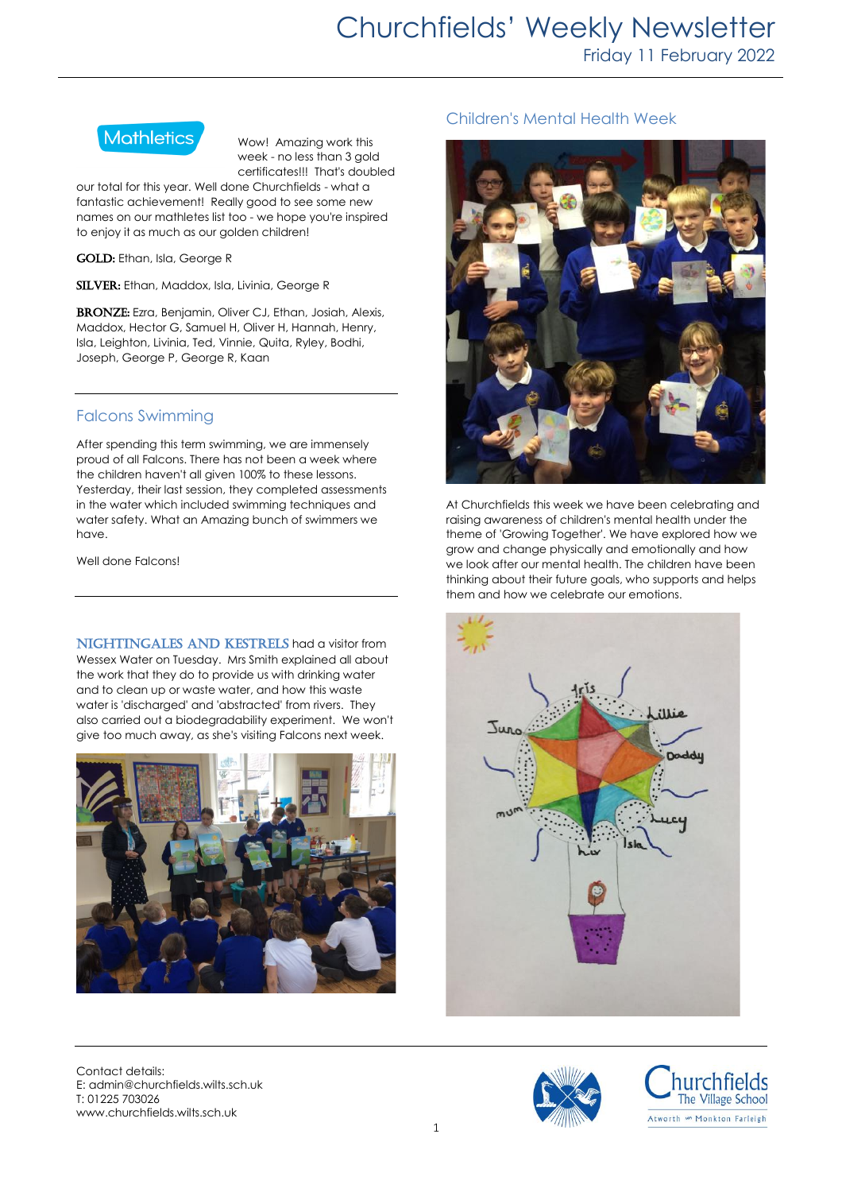# Churchfields' Weekly Newsletter

Friday 11 February 2022

## Mathletics

Wow! Amazing work this week - no less than 3 gold certificates!!! That's doubled our total for this year. Well done Churchfields - what a fantastic achievement! Really good to see some new names on our mathletes list too - we hope you're inspired to enjoy it as much as our golden children!

**GOLD:** Ethan, Isla, George R

**SILVER:** Ethan, Maddox, Isla, Livinia, George R

**BRONZE:** Ezra, Benjamin, Oliver CJ, Ethan, Josiah, Alexis, Maddox, Hector G, Samuel H, Oliver H, Hannah, Henry, Isla, Leighton, Livinia, Ted, Vinnie, Quita, Ryley, Bodhi, Joseph, George P, George R, Kaan

## Falcons Swimming

After spending this term swimming, we are immensely proud of all Falcons. There has not been a week where the children haven't all given 100% to these lessons. Yesterday, their last session, they completed assessments in the water which included swimming techniques and water safety. What an Amazing bunch of swimmers we have.

Well done Falcons!

**NIGHTINGALES AND KESTRELS** had a visitor from Wessex Water on Tuesday. Mrs Smith explained all about the work that they do to provide us with drinking water and to clean up or waste water, and how this waste water is 'discharged' and 'abstracted' from rivers. They also carried out a biodegradability experiment. We won't give too much away, as she's visiting Falcons next week.

## Children's Mental Health Week

At Churchfields this week we have been celebrating and raising awareness of children's mental health under the theme of 'Growing Together'. We have explored how we grow and change physically and emotionally and how we look after our mental health. The children have been thinking about their future goals, who supports and helps them and how we celebrate our emotions.

Contact details:
E: admin@churchfields.wilts.sch.uk
T: 01225 703026
www.churchfields.wilts.sch.uk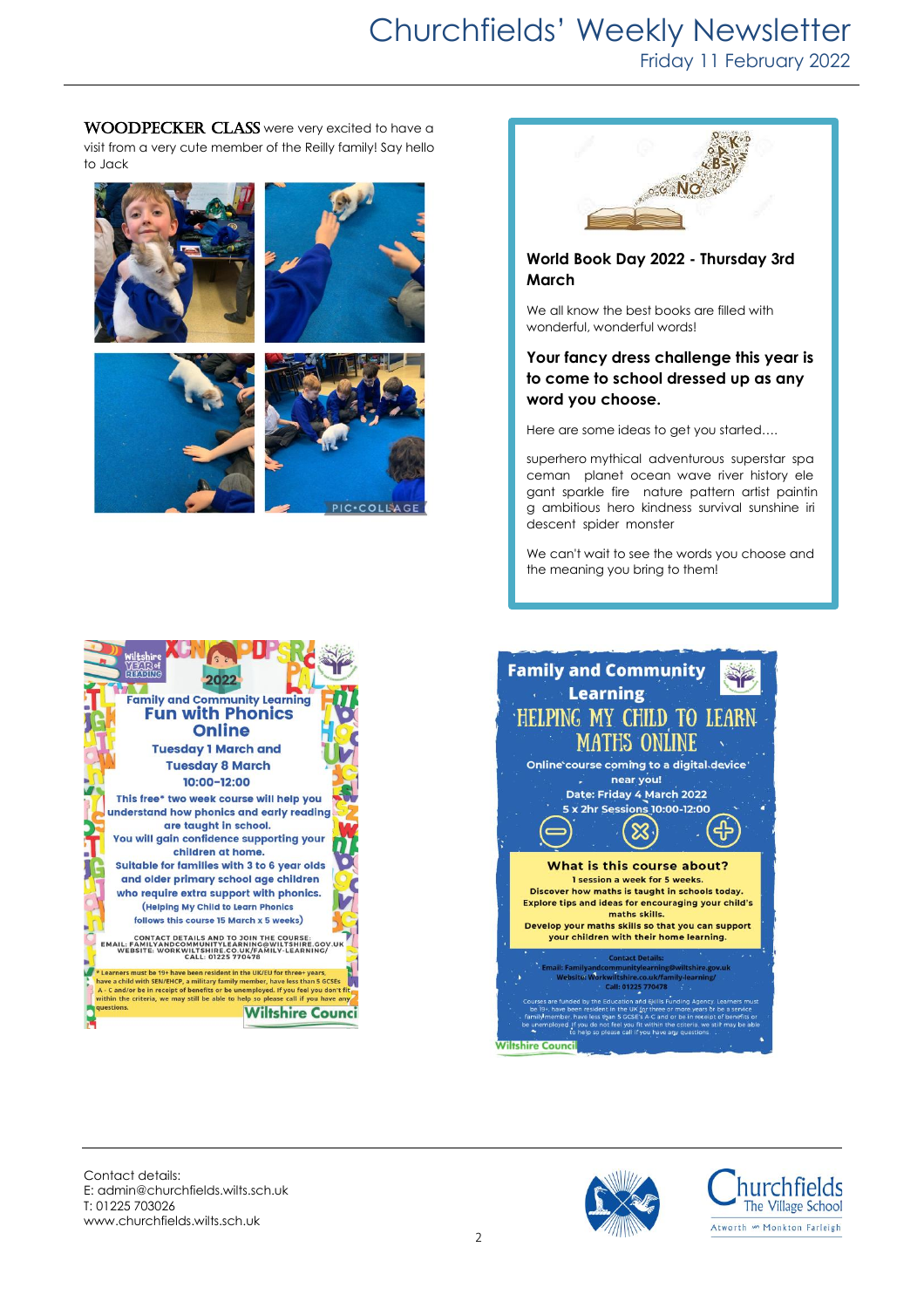**WOODPECKER CLASS** were very excited to have a visit from a very cute member of the Reilly family! Say hello to Jack

### World Book Day 2022 - Thursday 3rd March

We all know the best books are filled with wonderful, wonderful words!

**Your fancy dress challenge this year is to come to school dressed up as any word you choose.**

Here are some ideas to get you started….

superhero mythical adventurous superstar spaceman planet ocean wave river history elegant sparkle fire nature pattern artist painting ambitious hero kindness survival sunshine iridescent spider monster

We can't wait to see the words you choose and the meaning you bring to them!

### Wiltshire Year of Reading 2022
## Family and Community Learning
## Fun with Phonics Online

**Tuesday 1 March and Tuesday 8 March**
**10:00-12:00**

This free* two week course will help you understand how phonics and early reading are taught in school.
You will gain confidence supporting your children at home.
Suitable for families with 3 to 6 year olds and older primary school age children who require extra support with phonics.
(Helping My Child to Learn Phonics follows this course 15 March x 5 weeks)

CONTACT DETAILS AND TO JOIN THE COURSE:
EMAIL: FAMILYANDCOMMUNITYLEARNING@WILTSHIRE.GOV.UK
WEBSITE: WORKWILTSHIRE.CO.UK/FAMILY-LEARNING/
CALL: 01225 770478

* Learners must be 19+ have been resident in the UK/EU for three+ years, have a child with SEN/EHCP, a military family member, have less than 5 GCSEs A - C and/or be in receipt of benefits or be unemployed. If you feel you don't fit within the criteria, we may still be able to help so please call if you have any questions.

Wiltshire Council

## Family and Community Learning
## HELPING MY CHILD TO LEARN MATHS ONLINE

Online course coming to a digital device near you!
Date: Friday 4 March 2022
5 x 2hr Sessions 10:00-12:00

**What is this course about?**
1 session a week for 5 weeks.
Discover how maths is taught in schools today.
Explore tips and ideas for encouraging your child's maths skills.
Develop your maths skills so that you can support your children with their home learning.

Contact Details:
Email: Familyandcommunitylearning@wiltshire.gov.uk
Website: Workwiltshire.co.uk/family-learning/
Call: 01225 770478

Courses are funded by the Education and Skills Funding Agency. Learners must be 19+, have been resident in the UK for three or more years or be a service family member, have less than 5 GCSE's A-C and or be in receipt of benefits or be unemployed. If you do not feel you fit within the criteria, we still may be able to help so please call if you have any questions.

Wiltshire Council

Contact details:
E: admin@churchfields.wilts.sch.uk
T: 01225 703026
www.churchfields.wilts.sch.uk

Churchfields The Village School
Atworth and Monkton Farleigh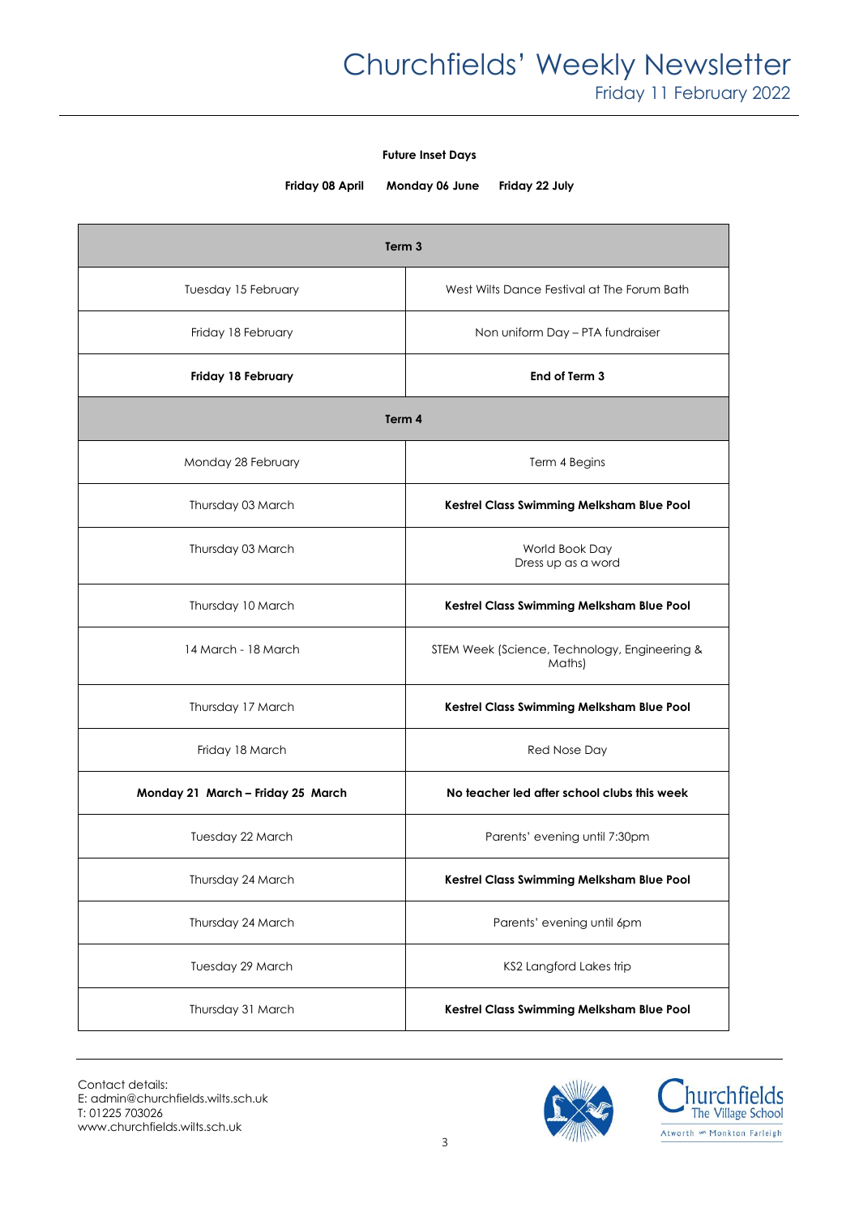**Future Inset Days**

**Friday 08 April**   **Monday 06 June**   **Friday 22 July**

| **Term 3** | |
|---|---|
| Tuesday 15 February | West Wilts Dance Festival at The Forum Bath |
| Friday 18 February | Non uniform Day – PTA fundraiser |
| **Friday 18 February** | **End of Term 3** |
| **Term 4** | |
| Monday 28 February | Term 4 Begins |
| Thursday 03 March | **Kestrel Class Swimming Melksham Blue Pool** |
| Thursday 03 March | World Book Day<br>Dress up as a word |
| Thursday 10 March | **Kestrel Class Swimming Melksham Blue Pool** |
| 14 March - 18 March | STEM Week (Science, Technology, Engineering & Maths) |
| Thursday 17 March | **Kestrel Class Swimming Melksham Blue Pool** |
| Friday 18 March | Red Nose Day |
| **Monday 21 March – Friday 25 March** | **No teacher led after school clubs this week** |
| Tuesday 22 March | Parents' evening until 7:30pm |
| Thursday 24 March | **Kestrel Class Swimming Melksham Blue Pool** |
| Thursday 24 March | Parents' evening until 6pm |
| Tuesday 29 March | KS2 Langford Lakes trip |
| Thursday 31 March | **Kestrel Class Swimming Melksham Blue Pool** |

Contact details:
E: admin@churchfields.wilts.sch.uk
T: 01225 703026
www.churchfields.wilts.sch.uk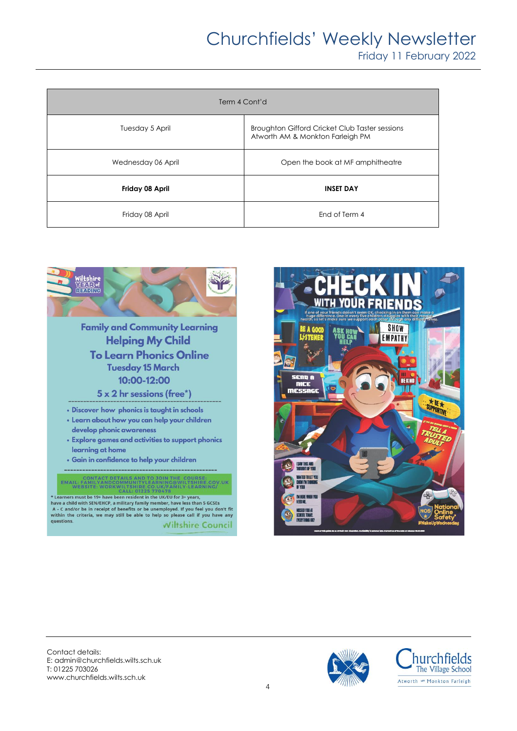| Term 4 Cont'd | |
|---|---|
| Tuesday 5 April | Broughton Gifford Cricket Club Taster sessions<br>Atworth AM & Monkton Farleigh PM |
| Wednesday 06 April | Open the book at MF amphitheatre |
| **Friday 08 April** | **INSET DAY** |
| Friday 08 April | End of Term 4 |

Wiltshire YEAR of READING

**Family and Community Learning**
**Helping My Child**
**To Learn Phonics Online**
**Tuesday 15 March**
**10:00-12:00**
**5 x 2 hr sessions (free*)**

- Discover how phonics is taught in schools
- Learn about how you can help your children develop phonic awareness
- Explore games and activities to support phonics learning at home
- Gain in confidence to help your children

CONTACT DETAILS AND TO JOIN THE COURSE:
EMAIL: FAMILYANDCOMMUNITYLEARNING@WILTSHIRE.GOV.UK
WEBSITE: WORKWILTSHIRE.CO.UK/FAMILY-LEARNING/
CALL: 01225 770478

* Learners must be 19+ have been resident in the UK/EU for 3+ years, have a child with SEN/EHCP, a military family member, have less than 5 GCSEs A - C and/or be in receipt of benefits or be unemployed. If you feel you don't fit within the criteria, we may still be able to help so please call if you have any questions.

Wiltshire Council

**CHECK IN WITH YOUR FRIENDS**

If one of your friends doesn't seem OK, checking in on them can make a huge difference. One in every five children struggles with their mental health, so let's make sure we support each other through any difficult times.

BE A GOOD LISTENER

ASK HOW YOU CAN HELP

SHOW EMPATHY

SEND A NICE MESSAGE

BE KIND

BE SUPPORTIVE

TELL A TRUSTED ADULT

National Online Safety
#WakeUpWednesday

Contact details:
E: admin@churchfields.wilts.sch.uk
T: 01225 703026
www.churchfields.wilts.sch.uk

Churchfields The Village School
Atworth and Monkton Farleigh